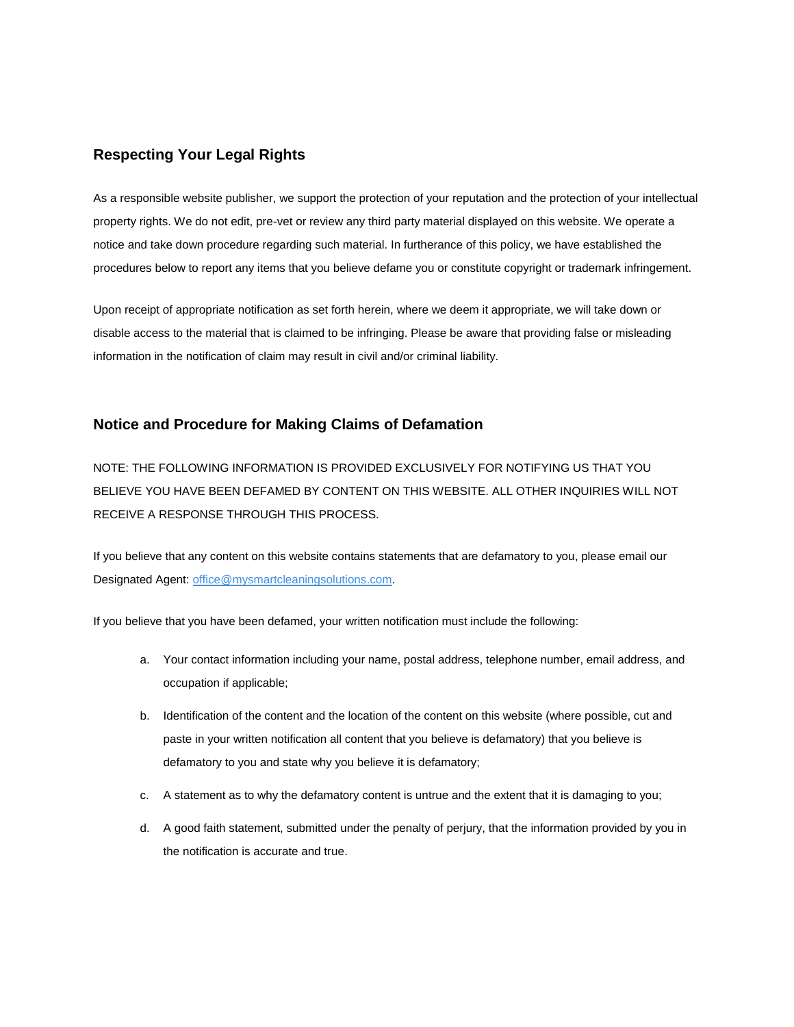## Respecting Your Legal Rights

As a responsible website publisher, we support the protection of your reputation and the protection of your intellectual property rights. We do not edit, pre-vet or review any third party material displayed on this website. We operate a notice and take down procedure regarding such material. In furtherance of this policy, we have established the procedures below to report any items that you believe defame you or constitute copyright or trademark infringement.

Upon receipt of appropriate notification as set forth herein, where we deem it appropriate, we will take down or disable access to the material that is claimed to be infringing. Please be aware that providing false or misleading information in the notification of claim may result in civil and/or criminal liability.

## Notice and Procedure for Making Claims of Defamation

NOTE: THE FOLLOWING INFORMATION IS PROVIDED EXCLUSIVELY FOR NOTIFYING US THAT YOU BELIEVE YOU HAVE BEEN DEFAMED BY CONTENT ON THIS WEBSITE. ALL OTHER INQUIRIES WILL NOT RECEIVE A RESPONSE THROUGH THIS PROCESS.

If you believe that any content on this website contains statements that are defamatory to you, please email our Designated Agent: [office@mysmartcleaningsolutions.com](mailto:office@mysmartcleaningsolutions.com).

If you believe that you have been defamed, your written notification must include the following:

a. Your contact information including your name, postal address, telephone number, email address, and occupation if applicable;

b. Identification of the content and the location of the content on this website (where possible, cut and paste in your written notification all content that you believe is defamatory) that you believe is defamatory to you and state why you believe it is defamatory;

c. A statement as to why the defamatory content is untrue and the extent that it is damaging to you;

d. A good faith statement, submitted under the penalty of perjury, that the information provided by you in the notification is accurate and true.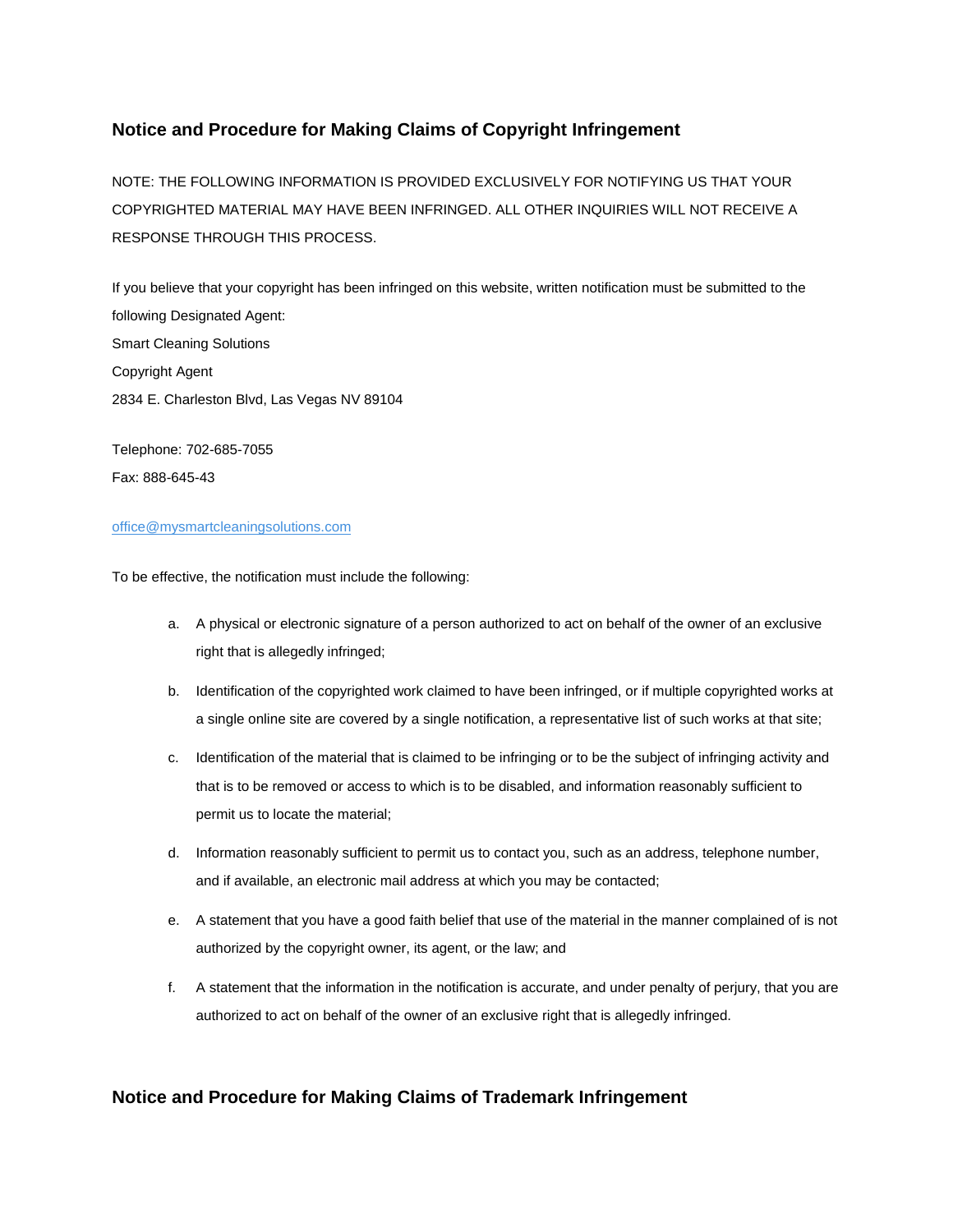## Notice and Procedure for Making Claims of Copyright Infringement

NOTE: THE FOLLOWING INFORMATION IS PROVIDED EXCLUSIVELY FOR NOTIFYING US THAT YOUR COPYRIGHTED MATERIAL MAY HAVE BEEN INFRINGED. ALL OTHER INQUIRIES WILL NOT RECEIVE A RESPONSE THROUGH THIS PROCESS.

If you believe that your copyright has been infringed on this website, written notification must be submitted to the following Designated Agent:
Smart Cleaning Solutions
Copyright Agent
2834 E. Charleston Blvd, Las Vegas NV 89104

Telephone: 702-685-7055
Fax: 888-645-43

office@mysmartcleaningsolutions.com

To be effective, the notification must include the following:

a. A physical or electronic signature of a person authorized to act on behalf of the owner of an exclusive right that is allegedly infringed;

b. Identification of the copyrighted work claimed to have been infringed, or if multiple copyrighted works at a single online site are covered by a single notification, a representative list of such works at that site;

c. Identification of the material that is claimed to be infringing or to be the subject of infringing activity and that is to be removed or access to which is to be disabled, and information reasonably sufficient to permit us to locate the material;

d. Information reasonably sufficient to permit us to contact you, such as an address, telephone number, and if available, an electronic mail address at which you may be contacted;

e. A statement that you have a good faith belief that use of the material in the manner complained of is not authorized by the copyright owner, its agent, or the law; and

f. A statement that the information in the notification is accurate, and under penalty of perjury, that you are authorized to act on behalf of the owner of an exclusive right that is allegedly infringed.

## Notice and Procedure for Making Claims of Trademark Infringement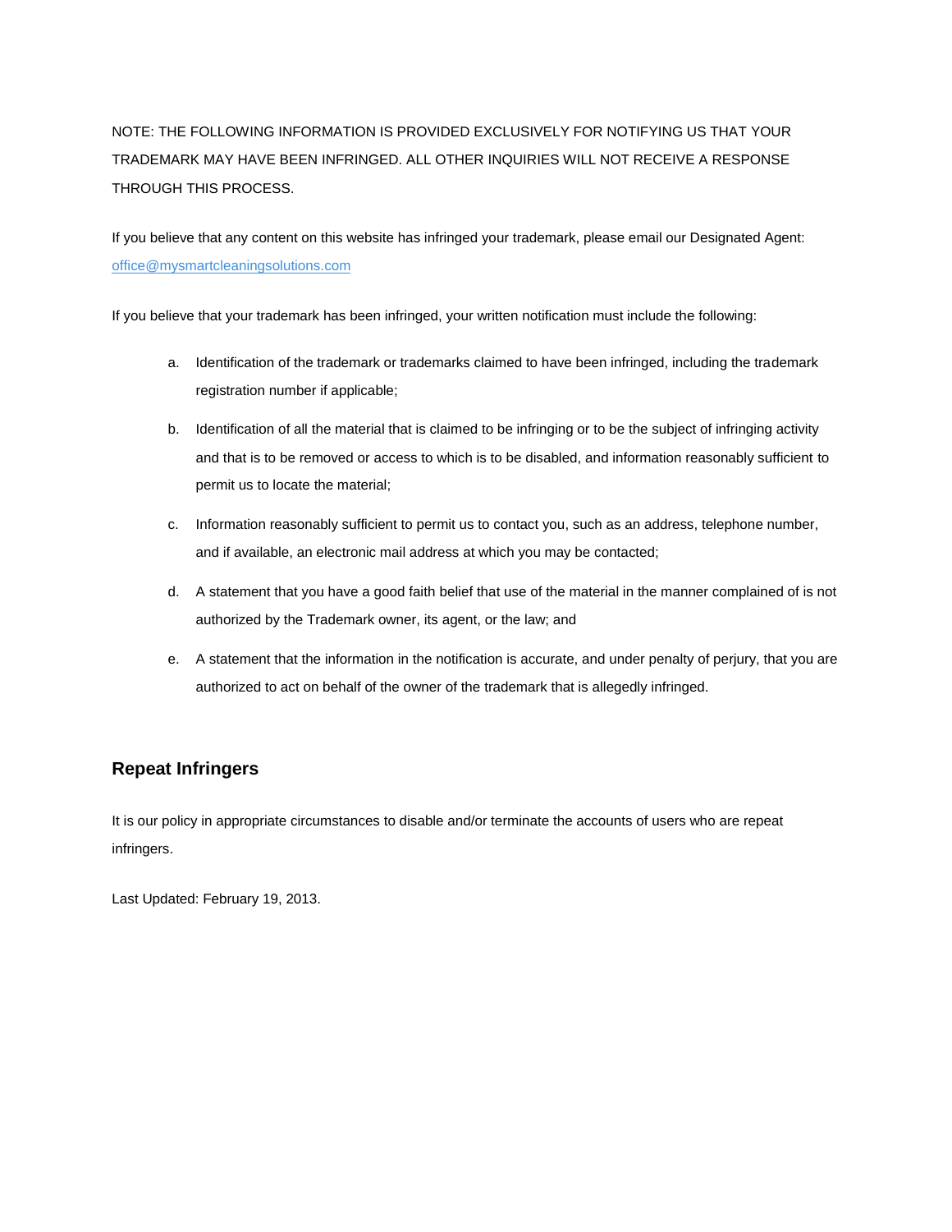NOTE: THE FOLLOWING INFORMATION IS PROVIDED EXCLUSIVELY FOR NOTIFYING US THAT YOUR TRADEMARK MAY HAVE BEEN INFRINGED. ALL OTHER INQUIRIES WILL NOT RECEIVE A RESPONSE THROUGH THIS PROCESS.

If you believe that any content on this website has infringed your trademark, please email our Designated Agent: office@mysmartcleaningsolutions.com

If you believe that your trademark has been infringed, your written notification must include the following:

a. Identification of the trademark or trademarks claimed to have been infringed, including the trademark registration number if applicable;

b. Identification of all the material that is claimed to be infringing or to be the subject of infringing activity and that is to be removed or access to which is to be disabled, and information reasonably sufficient to permit us to locate the material;

c. Information reasonably sufficient to permit us to contact you, such as an address, telephone number, and if available, an electronic mail address at which you may be contacted;

d. A statement that you have a good faith belief that use of the material in the manner complained of is not authorized by the Trademark owner, its agent, or the law; and

e. A statement that the information in the notification is accurate, and under penalty of perjury, that you are authorized to act on behalf of the owner of the trademark that is allegedly infringed.

### Repeat Infringers

It is our policy in appropriate circumstances to disable and/or terminate the accounts of users who are repeat infringers.

Last Updated: February 19, 2013.